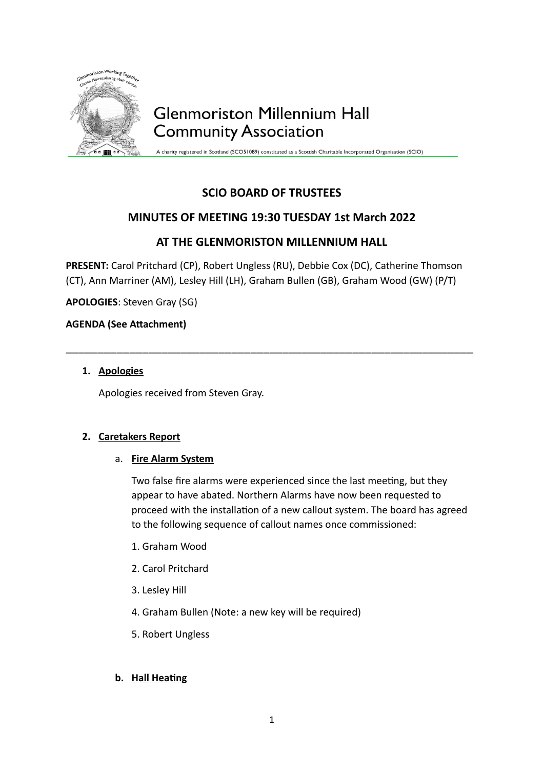Glenmoriston Millennium Hall Community Association

A charity registered in Scotland (SCO51089) constituted as a Scottish Charitable Incorporated Organisation (SCIO)

## SCIO BOARD OF TRUSTEES

## MINUTES OF MEETING 19:30 TUESDAY 1st March 2022

## AT THE GLENMORISTON MILLENNIUM HALL

**PRESENT:** Carol Pritchard (CP), Robert Ungless (RU), Debbie Cox (DC), Catherine Thomson (CT), Ann Marriner (AM), Lesley Hill (LH), Graham Bullen (GB), Graham Wood (GW) (P/T)

**APOLOGIES**: Steven Gray (SG)

**AGENDA (See Attachment)**

---

1. **Apologies**

   Apologies received from Steven Gray.

2. **Caretakers Report**

   a. **Fire Alarm System**

   Two false fire alarms were experienced since the last meeting, but they appear to have abated. Northern Alarms have now been requested to proceed with the installation of a new callout system. The board has agreed to the following sequence of callout names once commissioned:

   1. Graham Wood
   2. Carol Pritchard
   3. Lesley Hill
   4. Graham Bullen (Note: a new key will be required)
   5. Robert Ungless

   **b. Hall Heating**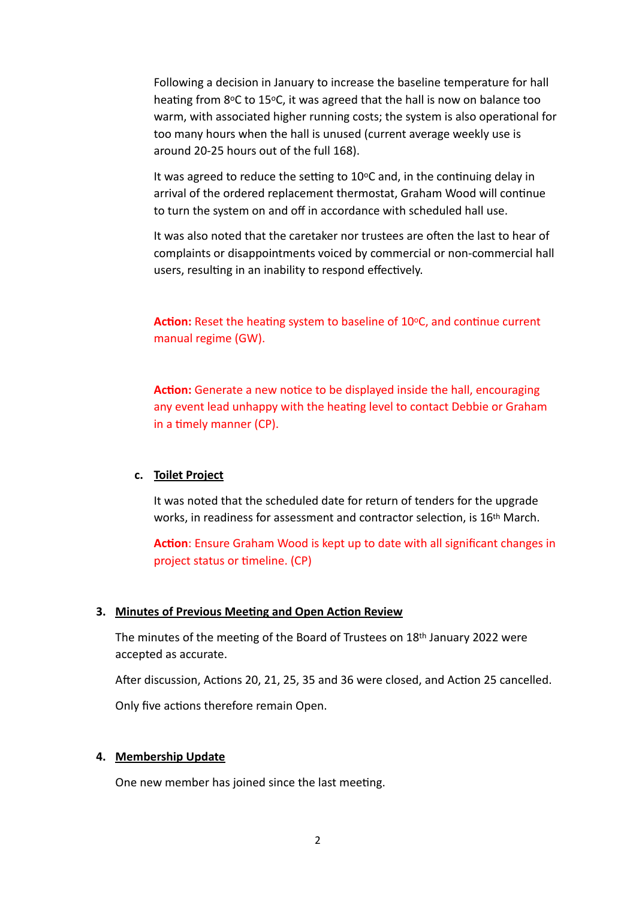Following a decision in January to increase the baseline temperature for hall heating from 8°C to 15°C, it was agreed that the hall is now on balance too warm, with associated higher running costs; the system is also operational for too many hours when the hall is unused (current average weekly use is around 20-25 hours out of the full 168).

It was agreed to reduce the setting to 10°C and, in the continuing delay in arrival of the ordered replacement thermostat, Graham Wood will continue to turn the system on and off in accordance with scheduled hall use.

It was also noted that the caretaker nor trustees are often the last to hear of complaints or disappointments voiced by commercial or non-commercial hall users, resulting in an inability to respond effectively.

**Action:** Reset the heating system to baseline of 10°C, and continue current manual regime (GW).

**Action:** Generate a new notice to be displayed inside the hall, encouraging any event lead unhappy with the heating level to contact Debbie or Graham in a timely manner (CP).

**c. Toilet Project**

It was noted that the scheduled date for return of tenders for the upgrade works, in readiness for assessment and contractor selection, is 16th March.

**Action**: Ensure Graham Wood is kept up to date with all significant changes in project status or timeline. (CP)

## 3. Minutes of Previous Meeting and Open Action Review

The minutes of the meeting of the Board of Trustees on 18th January 2022 were accepted as accurate.

After discussion, Actions 20, 21, 25, 35 and 36 were closed, and Action 25 cancelled.

Only five actions therefore remain Open.

## 4. Membership Update

One new member has joined since the last meeting.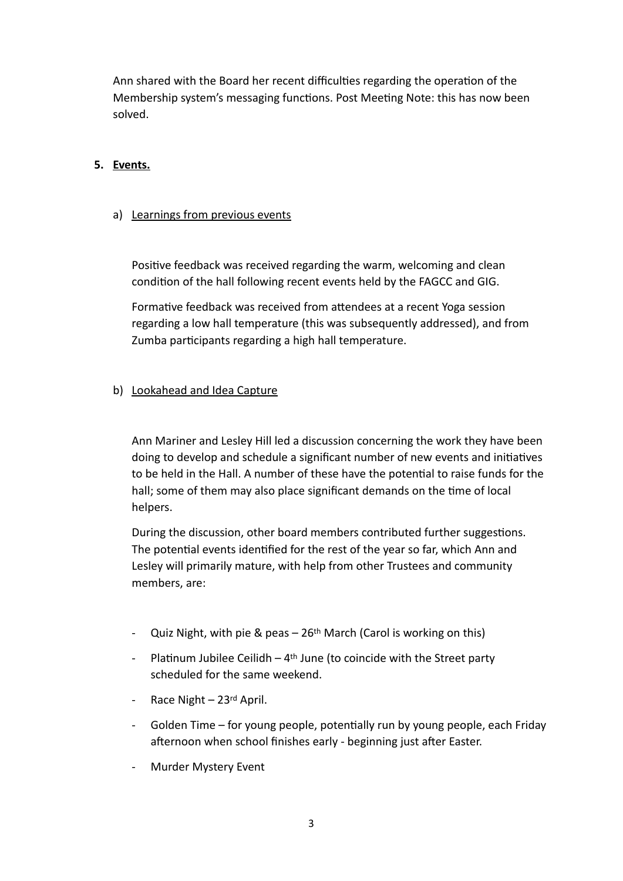Ann shared with the Board her recent difficulties regarding the operation of the Membership system's messaging functions. Post Meeting Note: this has now been solved.

**5. Events.**

a) Learnings from previous events

Positive feedback was received regarding the warm, welcoming and clean condition of the hall following recent events held by the FAGCC and GIG.

Formative feedback was received from attendees at a recent Yoga session regarding a low hall temperature (this was subsequently addressed), and from Zumba participants regarding a high hall temperature.

b) Lookahead and Idea Capture

Ann Mariner and Lesley Hill led a discussion concerning the work they have been doing to develop and schedule a significant number of new events and initiatives to be held in the Hall. A number of these have the potential to raise funds for the hall; some of them may also place significant demands on the time of local helpers.

During the discussion, other board members contributed further suggestions. The potential events identified for the rest of the year so far, which Ann and Lesley will primarily mature, with help from other Trustees and community members, are:

- Quiz Night, with pie & peas – 26th March (Carol is working on this)
- Platinum Jubilee Ceilidh – 4th June (to coincide with the Street party scheduled for the same weekend.
- Race Night – 23rd April.
- Golden Time – for young people, potentially run by young people, each Friday afternoon when school finishes early - beginning just after Easter.
- Murder Mystery Event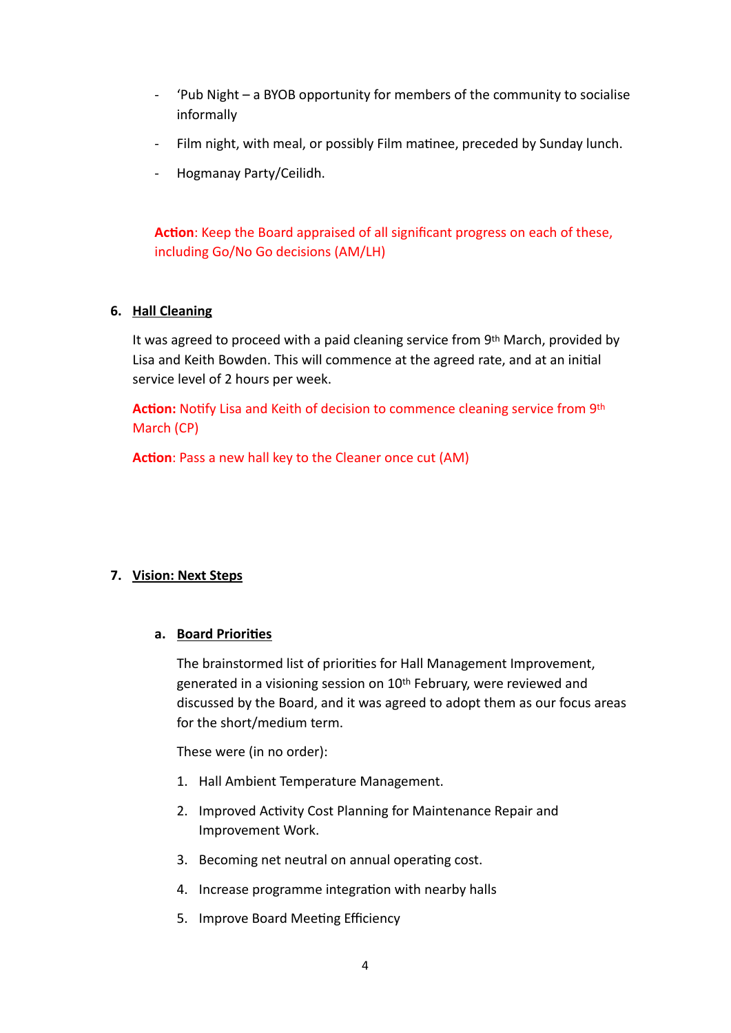- 'Pub Night – a BYOB opportunity for members of the community to socialise informally
- Film night, with meal, or possibly Film matinee, preceded by Sunday lunch.
- Hogmanay Party/Ceilidh.

**Action**: Keep the Board appraised of all significant progress on each of these, including Go/No Go decisions (AM/LH)

### 6. Hall Cleaning

It was agreed to proceed with a paid cleaning service from 9th March, provided by Lisa and Keith Bowden. This will commence at the agreed rate, and at an initial service level of 2 hours per week.

**Action:** Notify Lisa and Keith of decision to commence cleaning service from 9th March (CP)

**Action**: Pass a new hall key to the Cleaner once cut (AM)

### 7. Vision: Next Steps

#### a. Board Priorities

The brainstormed list of priorities for Hall Management Improvement, generated in a visioning session on 10th February, were reviewed and discussed by the Board, and it was agreed to adopt them as our focus areas for the short/medium term.

These were (in no order):

1. Hall Ambient Temperature Management.
2. Improved Activity Cost Planning for Maintenance Repair and Improvement Work.
3. Becoming net neutral on annual operating cost.
4. Increase programme integration with nearby halls
5. Improve Board Meeting Efficiency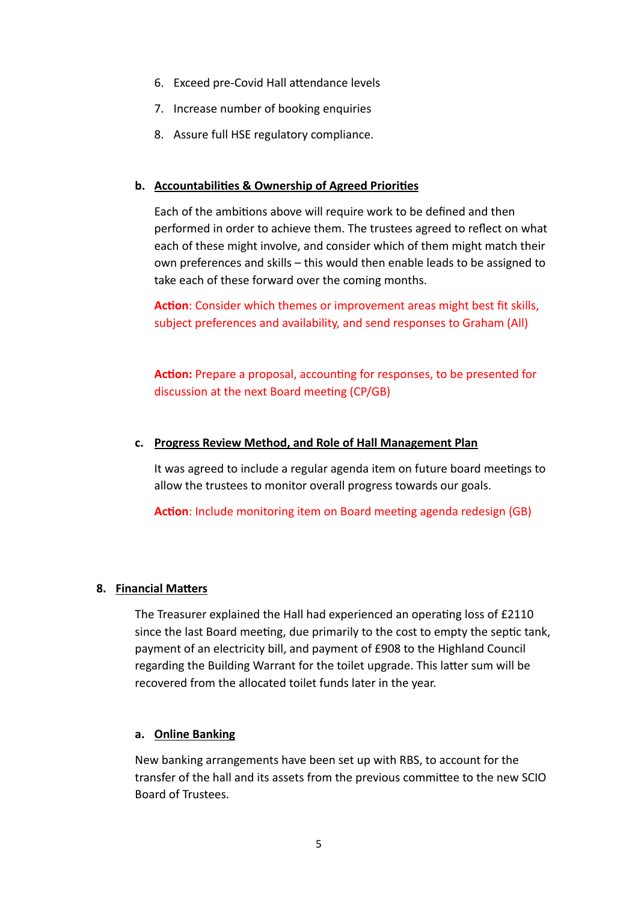6. Exceed pre-Covid Hall attendance levels
7. Increase number of booking enquiries
8. Assure full HSE regulatory compliance.

**b. Accountabilities & Ownership of Agreed Priorities**

Each of the ambitions above will require work to be defined and then performed in order to achieve them. The trustees agreed to reflect on what each of these might involve, and consider which of them might match their own preferences and skills – this would then enable leads to be assigned to take each of these forward over the coming months.

**Action**: Consider which themes or improvement areas might best fit skills, subject preferences and availability, and send responses to Graham (All)

**Action:** Prepare a proposal, accounting for responses, to be presented for discussion at the next Board meeting (CP/GB)

**c. Progress Review Method, and Role of Hall Management Plan**

It was agreed to include a regular agenda item on future board meetings to allow the trustees to monitor overall progress towards our goals.

**Action**: Include monitoring item on Board meeting agenda redesign (GB)

## 8. Financial Matters

The Treasurer explained the Hall had experienced an operating loss of £2110 since the last Board meeting, due primarily to the cost to empty the septic tank, payment of an electricity bill, and payment of £908 to the Highland Council regarding the Building Warrant for the toilet upgrade. This latter sum will be recovered from the allocated toilet funds later in the year.

**a. Online Banking**

New banking arrangements have been set up with RBS, to account for the transfer of the hall and its assets from the previous committee to the new SCIO Board of Trustees.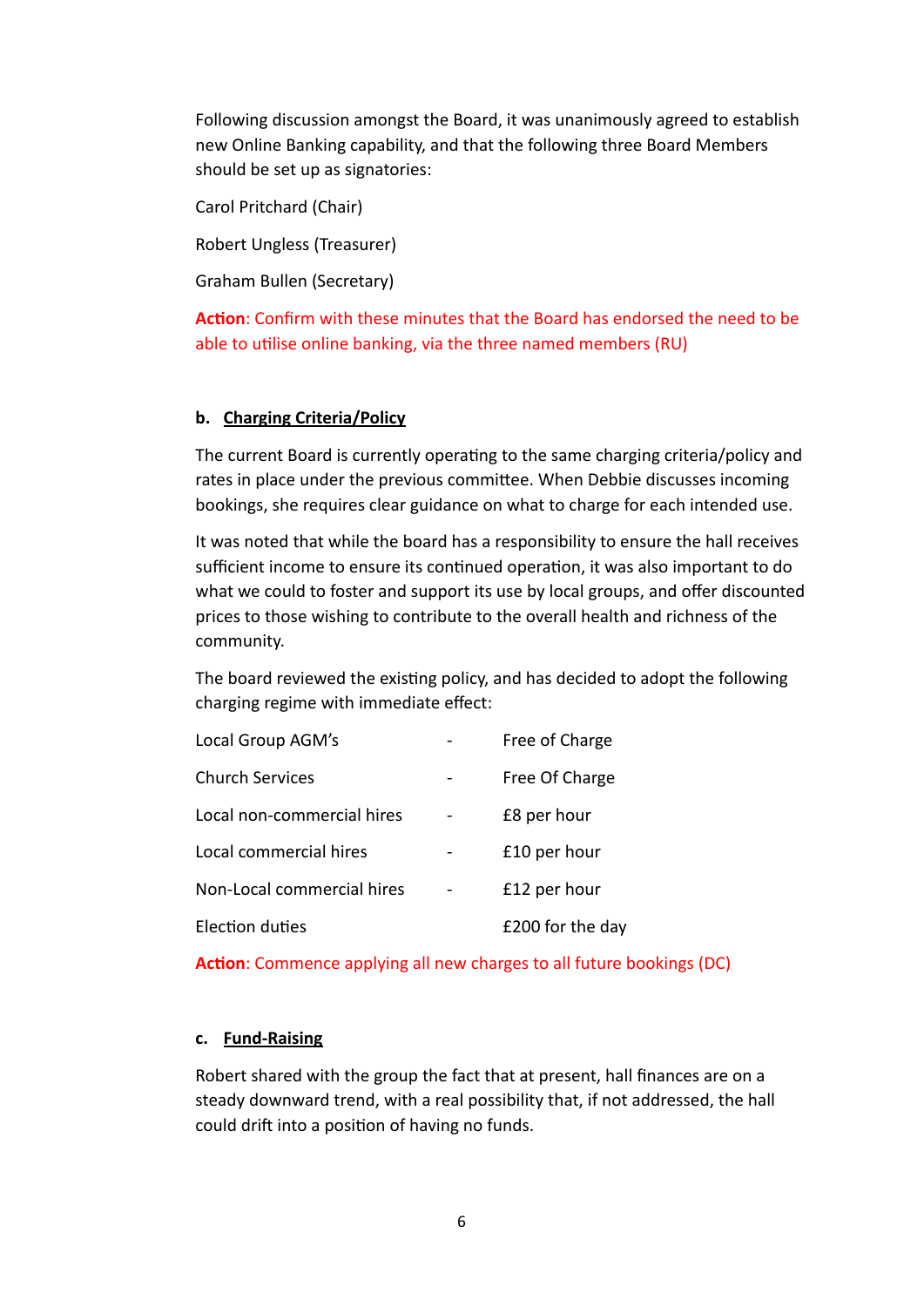Following discussion amongst the Board, it was unanimously agreed to establish new Online Banking capability, and that the following three Board Members should be set up as signatories:

Carol Pritchard (Chair)

Robert Ungless (Treasurer)

Graham Bullen (Secretary)

**Action**: Confirm with these minutes that the Board has endorsed the need to be able to utilise online banking, via the three named members (RU)

**b. <u>Charging Criteria/Policy</u>**

The current Board is currently operating to the same charging criteria/policy and rates in place under the previous committee. When Debbie discusses incoming bookings, she requires clear guidance on what to charge for each intended use.

It was noted that while the board has a responsibility to ensure the hall receives sufficient income to ensure its continued operation, it was also important to do what we could to foster and support its use by local groups, and offer discounted prices to those wishing to contribute to the overall health and richness of the community.

The board reviewed the existing policy, and has decided to adopt the following charging regime with immediate effect:

| | | |
|---|---|---|
| Local Group AGM's | - | Free of Charge |
| Church Services | - | Free Of Charge |
| Local non-commercial hires | - | £8 per hour |
| Local commercial hires | - | £10 per hour |
| Non-Local commercial hires | - | £12 per hour |
| Election duties | | £200 for the day |

**Action**: Commence applying all new charges to all future bookings (DC)

**c. <u>Fund-Raising</u>**

Robert shared with the group the fact that at present, hall finances are on a steady downward trend, with a real possibility that, if not addressed, the hall could drift into a position of having no funds.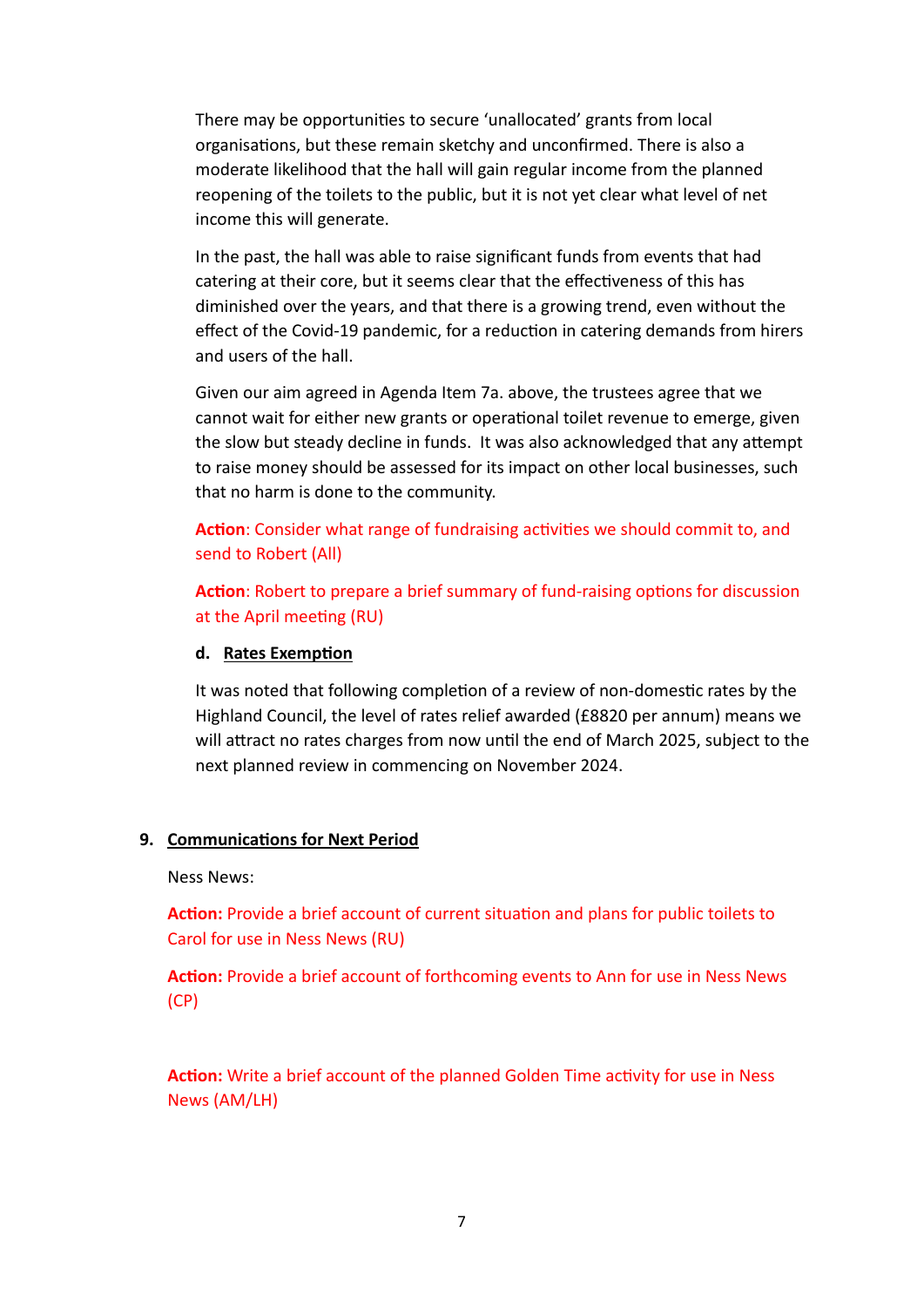There may be opportunities to secure 'unallocated' grants from local organisations, but these remain sketchy and unconfirmed. There is also a moderate likelihood that the hall will gain regular income from the planned reopening of the toilets to the public, but it is not yet clear what level of net income this will generate.

In the past, the hall was able to raise significant funds from events that had catering at their core, but it seems clear that the effectiveness of this has diminished over the years, and that there is a growing trend, even without the effect of the Covid-19 pandemic, for a reduction in catering demands from hirers and users of the hall.

Given our aim agreed in Agenda Item 7a. above, the trustees agree that we cannot wait for either new grants or operational toilet revenue to emerge, given the slow but steady decline in funds. It was also acknowledged that any attempt to raise money should be assessed for its impact on other local businesses, such that no harm is done to the community.

**Action**: Consider what range of fundraising activities we should commit to, and send to Robert (All)

**Action**: Robert to prepare a brief summary of fund-raising options for discussion at the April meeting (RU)

**d. Rates Exemption**

It was noted that following completion of a review of non-domestic rates by the Highland Council, the level of rates relief awarded (£8820 per annum) means we will attract no rates charges from now until the end of March 2025, subject to the next planned review in commencing on November 2024.

## 9. Communications for Next Period

Ness News:

**Action:** Provide a brief account of current situation and plans for public toilets to Carol for use in Ness News (RU)

**Action:** Provide a brief account of forthcoming events to Ann for use in Ness News (CP)

**Action:** Write a brief account of the planned Golden Time activity for use in Ness News (AM/LH)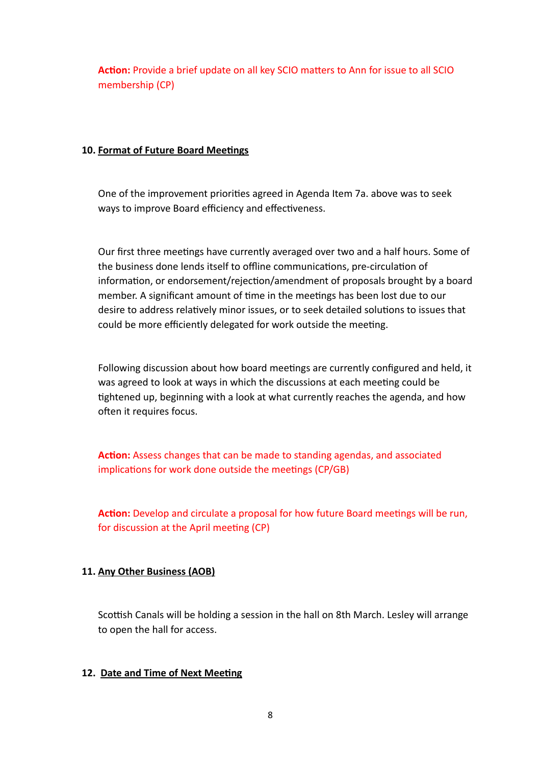**Action:** Provide a brief update on all key SCIO matters to Ann for issue to all SCIO membership (CP)

## 10. Format of Future Board Meetings

One of the improvement priorities agreed in Agenda Item 7a. above was to seek ways to improve Board efficiency and effectiveness.

Our first three meetings have currently averaged over two and a half hours. Some of the business done lends itself to offline communications, pre-circulation of information, or endorsement/rejection/amendment of proposals brought by a board member. A significant amount of time in the meetings has been lost due to our desire to address relatively minor issues, or to seek detailed solutions to issues that could be more efficiently delegated for work outside the meeting.

Following discussion about how board meetings are currently configured and held, it was agreed to look at ways in which the discussions at each meeting could be tightened up, beginning with a look at what currently reaches the agenda, and how often it requires focus.

**Action:** Assess changes that can be made to standing agendas, and associated implications for work done outside the meetings (CP/GB)

**Action:** Develop and circulate a proposal for how future Board meetings will be run, for discussion at the April meeting (CP)

## 11. Any Other Business (AOB)

Scottish Canals will be holding a session in the hall on 8th March. Lesley will arrange to open the hall for access.

## 12. Date and Time of Next Meeting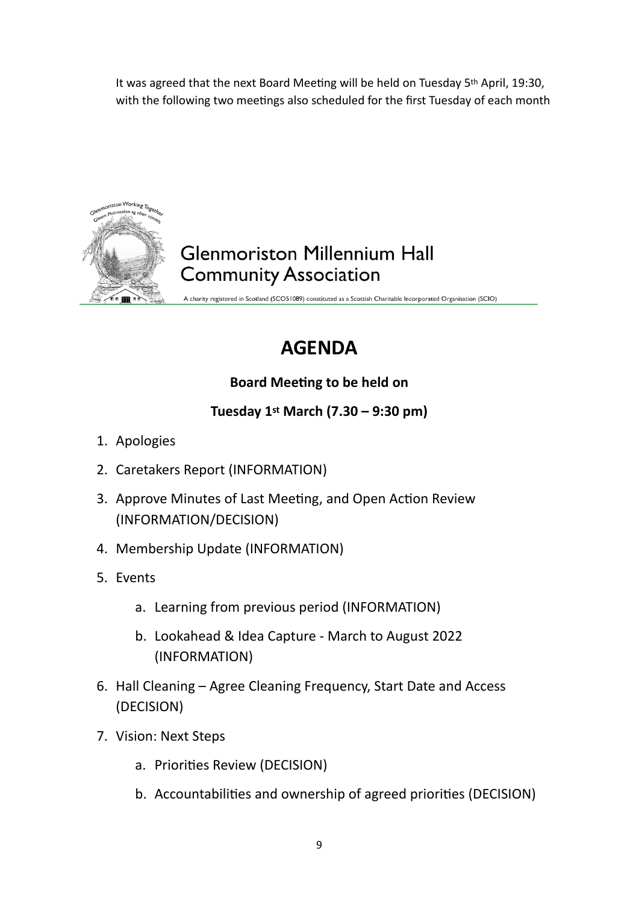It was agreed that the next Board Meeting will be held on Tuesday 5th April, 19:30, with the following two meetings also scheduled for the first Tuesday of each month

Glenmoriston Working Together
Gleann Moireasdan ag obair còmhla

# Glenmoriston Millennium Hall Community Association

A charity registered in Scotland (SC051089) constituted as a Scottish Charitable Incorporated Organisation (SCIO)

# AGENDA

**Board Meeting to be held on**

**Tuesday 1st March (7.30 – 9:30 pm)**

1. Apologies
2. Caretakers Report (INFORMATION)
3. Approve Minutes of Last Meeting, and Open Action Review (INFORMATION/DECISION)
4. Membership Update (INFORMATION)
5. Events
    a. Learning from previous period (INFORMATION)
    b. Lookahead & Idea Capture - March to August 2022 (INFORMATION)
6. Hall Cleaning – Agree Cleaning Frequency, Start Date and Access (DECISION)
7. Vision: Next Steps
    a. Priorities Review (DECISION)
    b. Accountabilities and ownership of agreed priorities (DECISION)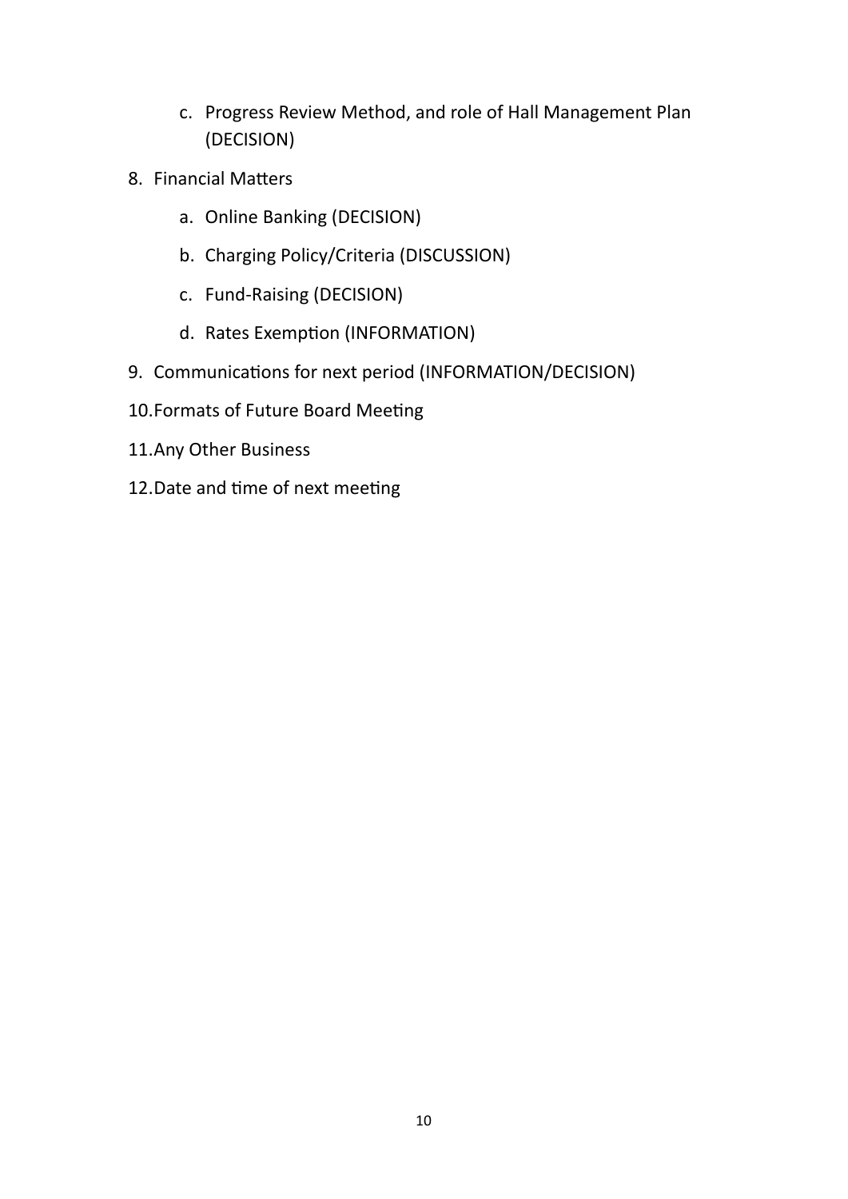c. Progress Review Method, and role of Hall Management Plan (DECISION)

8. Financial Matters

   a. Online Banking (DECISION)

   b. Charging Policy/Criteria (DISCUSSION)

   c. Fund-Raising (DECISION)

   d. Rates Exemption (INFORMATION)

9. Communications for next period (INFORMATION/DECISION)

10. Formats of Future Board Meeting

11. Any Other Business

12. Date and time of next meeting